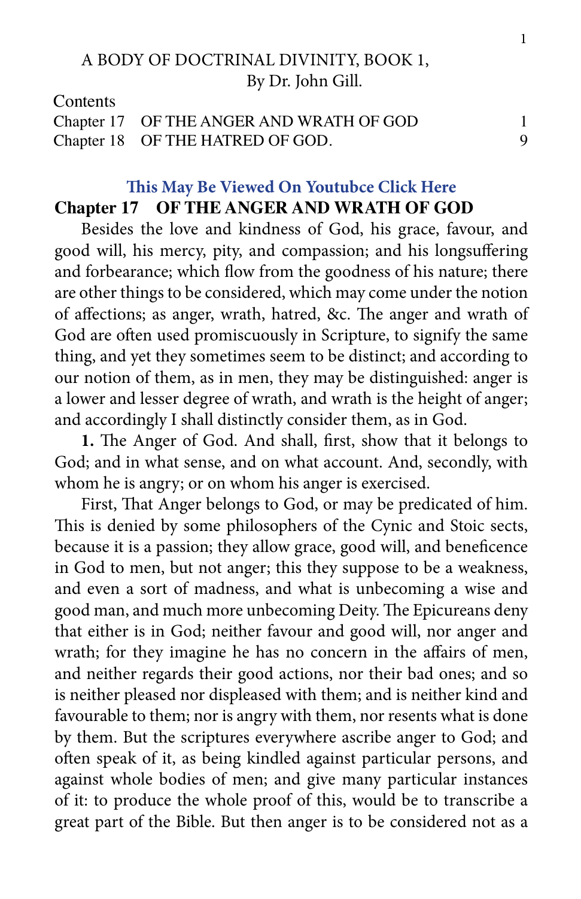# A BODY OF DOCTRINAL DIVINITY, BOOK 1,
By Dr. John Gill.

Contents

| | | |
|---|---|---|
| Chapter 17 | OF THE ANGER AND WRATH OF GOD | 1 |
| Chapter 18 | OF THE HATRED OF GOD. | 9 |

**This May Be Viewed On Youtubce Click Here**

## Chapter 17 OF THE ANGER AND WRATH OF GOD

Besides the love and kindness of God, his grace, favour, and good will, his mercy, pity, and compassion; and his longsuffering and forbearance; which flow from the goodness of his nature; there are other things to be considered, which may come under the notion of affections; as anger, wrath, hatred, &c. The anger and wrath of God are often used promiscuously in Scripture, to signify the same thing, and yet they sometimes seem to be distinct; and according to our notion of them, as in men, they may be distinguished: anger is a lower and lesser degree of wrath, and wrath is the height of anger; and accordingly I shall distinctly consider them, as in God.

**1.** The Anger of God. And shall, first, show that it belongs to God; and in what sense, and on what account. And, secondly, with whom he is angry; or on whom his anger is exercised.

First, That Anger belongs to God, or may be predicated of him. This is denied by some philosophers of the Cynic and Stoic sects, because it is a passion; they allow grace, good will, and beneficence in God to men, but not anger; this they suppose to be a weakness, and even a sort of madness, and what is unbecoming a wise and good man, and much more unbecoming Deity. The Epicureans deny that either is in God; neither favour and good will, nor anger and wrath; for they imagine he has no concern in the affairs of men, and neither regards their good actions, nor their bad ones; and so is neither pleased nor displeased with them; and is neither kind and favourable to them; nor is angry with them, nor resents what is done by them. But the scriptures everywhere ascribe anger to God; and often speak of it, as being kindled against particular persons, and against whole bodies of men; and give many particular instances of it: to produce the whole proof of this, would be to transcribe a great part of the Bible. But then anger is to be considered not as a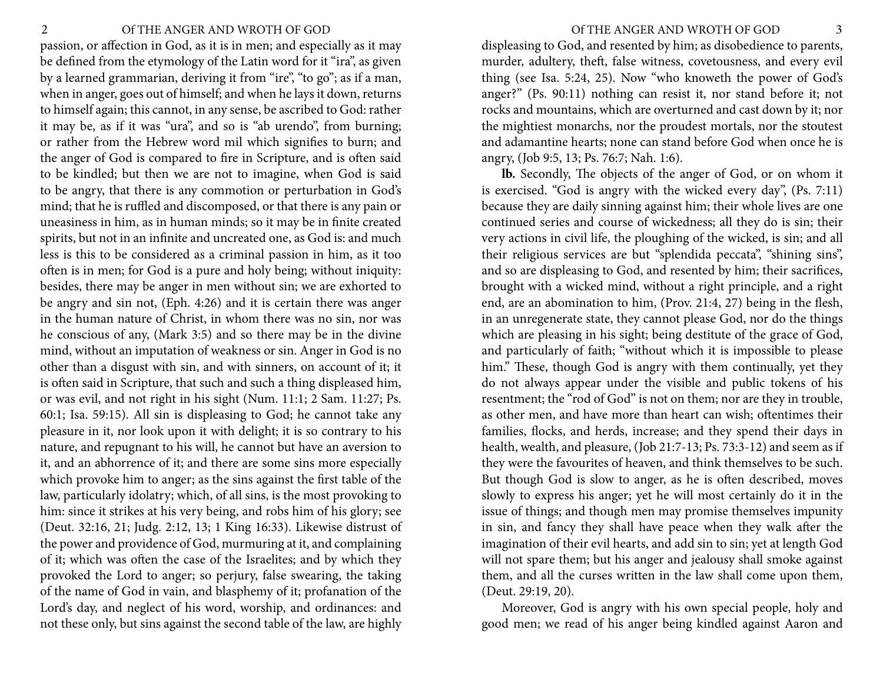passion, or affection in God, as it is in men; and especially as it may be defined from the etymology of the Latin word for it "ira", as given by a learned grammarian, deriving it from "ire", "to go"; as if a man, when in anger, goes out of himself; and when he lays it down, returns to himself again; this cannot, in any sense, be ascribed to God: rather it may be, as if it was "ura", and so is "ab urendo", from burning; or rather from the Hebrew word mil which signifies to burn; and the anger of God is compared to fire in Scripture, and is often said to be kindled; but then we are not to imagine, when God is said to be angry, that there is any commotion or perturbation in God's mind; that he is ruffled and discomposed, or that there is any pain or uneasiness in him, as in human minds; so it may be in finite created spirits, but not in an infinite and uncreated one, as God is: and much less is this to be considered as a criminal passion in him, as it too often is in men; for God is a pure and holy being; without iniquity: besides, there may be anger in men without sin; we are exhorted to be angry and sin not, (Eph. 4:26) and it is certain there was anger in the human nature of Christ, in whom there was no sin, nor was he conscious of any, (Mark 3:5) and so there may be in the divine mind, without an imputation of weakness or sin. Anger in God is no other than a disgust with sin, and with sinners, on account of it; it is often said in Scripture, that such and such a thing displeased him, or was evil, and not right in his sight (Num. 11:1; 2 Sam. 11:27; Ps. 60:1; Isa. 59:15). All sin is displeasing to God; he cannot take any pleasure in it, nor look upon it with delight; it is so contrary to his nature, and repugnant to his will, he cannot but have an aversion to it, and an abhorrence of it; and there are some sins more especially which provoke him to anger; as the sins against the first table of the law, particularly idolatry; which, of all sins, is the most provoking to him: since it strikes at his very being, and robs him of his glory; see (Deut. 32:16, 21; Judg. 2:12, 13; 1 King 16:33). Likewise distrust of the power and providence of God, murmuring at it, and complaining of it; which was often the case of the Israelites; and by which they provoked the Lord to anger; so perjury, false swearing, the taking of the name of God in vain, and blasphemy of it; profanation of the Lord's day, and neglect of his word, worship, and ordinances: and not these only, but sins against the second table of the law, are highly displeasing to God, and resented by him; as disobedience to parents, murder, adultery, theft, false witness, covetousness, and every evil thing (see Isa. 5:24, 25). Now "who knoweth the power of God's anger?" (Ps. 90:11) nothing can resist it, nor stand before it; not rocks and mountains, which are overturned and cast down by it; nor the mightiest monarchs, nor the proudest mortals, nor the stoutest and adamantine hearts; none can stand before God when once he is angry, (Job 9:5, 13; Ps. 76:7; Nah. 1:6).

**lb.** Secondly, The objects of the anger of God, or on whom it is exercised. "God is angry with the wicked every day", (Ps. 7:11) because they are daily sinning against him; their whole lives are one continued series and course of wickedness; all they do is sin; their very actions in civil life, the ploughing of the wicked, is sin; and all their religious services are but "splendida peccata", "shining sins", and so are displeasing to God, and resented by him; their sacrifices, brought with a wicked mind, without a right principle, and a right end, are an abomination to him, (Prov. 21:4, 27) being in the flesh, in an unregenerate state, they cannot please God, nor do the things which are pleasing in his sight; being destitute of the grace of God, and particularly of faith; "without which it is impossible to please him." These, though God is angry with them continually, yet they do not always appear under the visible and public tokens of his resentment; the "rod of God" is not on them; nor are they in trouble, as other men, and have more than heart can wish; oftentimes their families, flocks, and herds, increase; and they spend their days in health, wealth, and pleasure, (Job 21:7-13; Ps. 73:3-12) and seem as if they were the favourites of heaven, and think themselves to be such. But though God is slow to anger, as he is often described, moves slowly to express his anger; yet he will most certainly do it in the issue of things; and though men may promise themselves impunity in sin, and fancy they shall have peace when they walk after the imagination of their evil hearts, and add sin to sin; yet at length God will not spare them; but his anger and jealousy shall smoke against them, and all the curses written in the law shall come upon them, (Deut. 29:19, 20).

Moreover, God is angry with his own special people, holy and good men; we read of his anger being kindled against Aaron and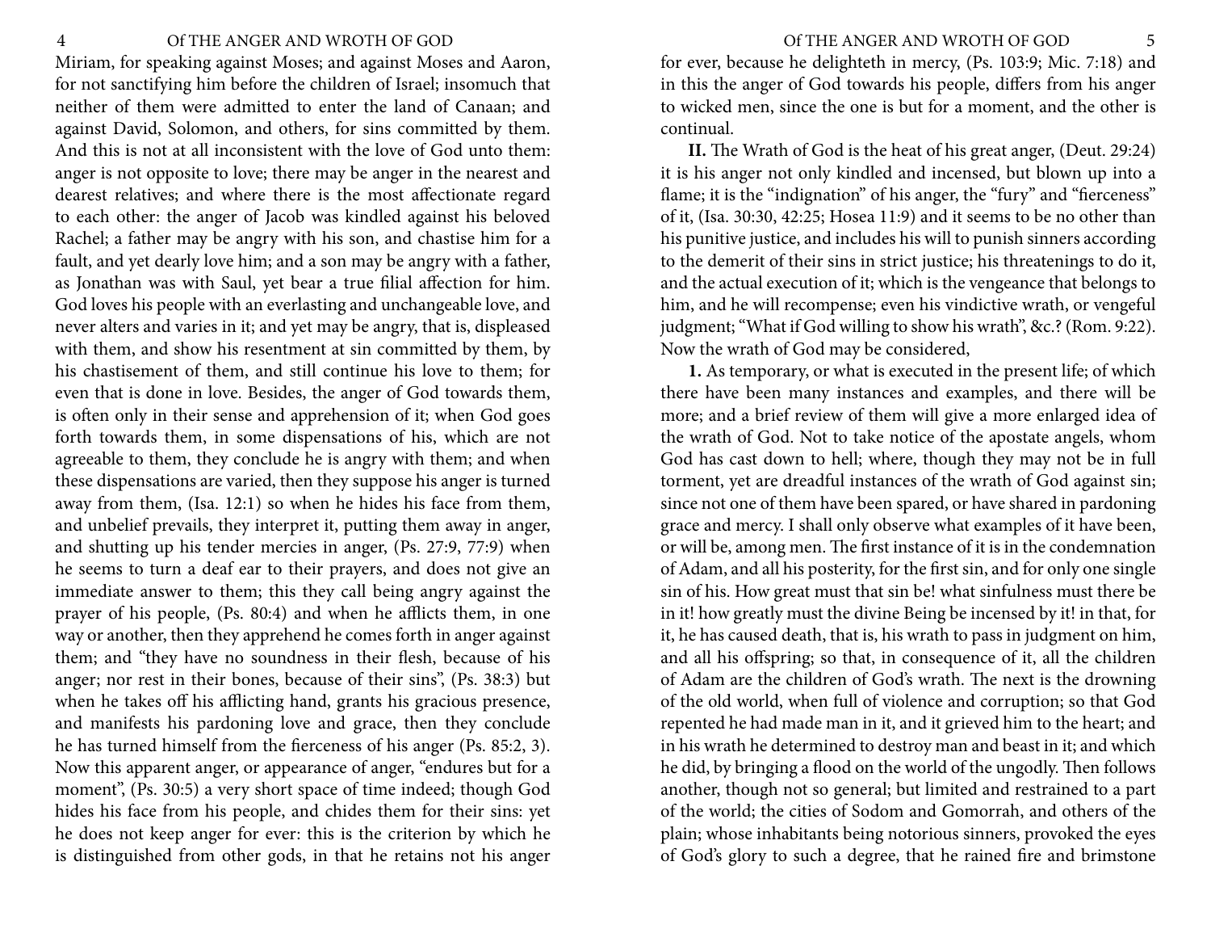Miriam, for speaking against Moses; and against Moses and Aaron, for not sanctifying him before the children of Israel; insomuch that neither of them were admitted to enter the land of Canaan; and against David, Solomon, and others, for sins committed by them. And this is not at all inconsistent with the love of God unto them: anger is not opposite to love; there may be anger in the nearest and dearest relatives; and where there is the most affectionate regard to each other: the anger of Jacob was kindled against his beloved Rachel; a father may be angry with his son, and chastise him for a fault, and yet dearly love him; and a son may be angry with a father, as Jonathan was with Saul, yet bear a true filial affection for him. God loves his people with an everlasting and unchangeable love, and never alters and varies in it; and yet may be angry, that is, displeased with them, and show his resentment at sin committed by them, by his chastisement of them, and still continue his love to them; for even that is done in love. Besides, the anger of God towards them, is often only in their sense and apprehension of it; when God goes forth towards them, in some dispensations of his, which are not agreeable to them, they conclude he is angry with them; and when these dispensations are varied, then they suppose his anger is turned away from them, (Isa. 12:1) so when he hides his face from them, and unbelief prevails, they interpret it, putting them away in anger, and shutting up his tender mercies in anger, (Ps. 27:9, 77:9) when he seems to turn a deaf ear to their prayers, and does not give an immediate answer to them; this they call being angry against the prayer of his people, (Ps. 80:4) and when he afflicts them, in one way or another, then they apprehend he comes forth in anger against them; and "they have no soundness in their flesh, because of his anger; nor rest in their bones, because of their sins", (Ps. 38:3) but when he takes off his afflicting hand, grants his gracious presence, and manifests his pardoning love and grace, then they conclude he has turned himself from the fierceness of his anger (Ps. 85:2, 3). Now this apparent anger, or appearance of anger, "endures but for a moment", (Ps. 30:5) a very short space of time indeed; though God hides his face from his people, and chides them for their sins: yet he does not keep anger for ever: this is the criterion by which he is distinguished from other gods, in that he retains not his anger for ever, because he delighteth in mercy, (Ps. 103:9; Mic. 7:18) and in this the anger of God towards his people, differs from his anger to wicked men, since the one is but for a moment, and the other is continual.

**II.** The Wrath of God is the heat of his great anger, (Deut. 29:24) it is his anger not only kindled and incensed, but blown up into a flame; it is the "indignation" of his anger, the "fury" and "fierceness" of it, (Isa. 30:30, 42:25; Hosea 11:9) and it seems to be no other than his punitive justice, and includes his will to punish sinners according to the demerit of their sins in strict justice; his threatenings to do it, and the actual execution of it; which is the vengeance that belongs to him, and he will recompense; even his vindictive wrath, or vengeful judgment; "What if God willing to show his wrath", &c.? (Rom. 9:22). Now the wrath of God may be considered,

**1.** As temporary, or what is executed in the present life; of which there have been many instances and examples, and there will be more; and a brief review of them will give a more enlarged idea of the wrath of God. Not to take notice of the apostate angels, whom God has cast down to hell; where, though they may not be in full torment, yet are dreadful instances of the wrath of God against sin; since not one of them have been spared, or have shared in pardoning grace and mercy. I shall only observe what examples of it have been, or will be, among men. The first instance of it is in the condemnation of Adam, and all his posterity, for the first sin, and for only one single sin of his. How great must that sin be! what sinfulness must there be in it! how greatly must the divine Being be incensed by it! in that, for it, he has caused death, that is, his wrath to pass in judgment on him, and all his offspring; so that, in consequence of it, all the children of Adam are the children of God's wrath. The next is the drowning of the old world, when full of violence and corruption; so that God repented he had made man in it, and it grieved him to the heart; and in his wrath he determined to destroy man and beast in it; and which he did, by bringing a flood on the world of the ungodly. Then follows another, though not so general; but limited and restrained to a part of the world; the cities of Sodom and Gomorrah, and others of the plain; whose inhabitants being notorious sinners, provoked the eyes of God's glory to such a degree, that he rained fire and brimstone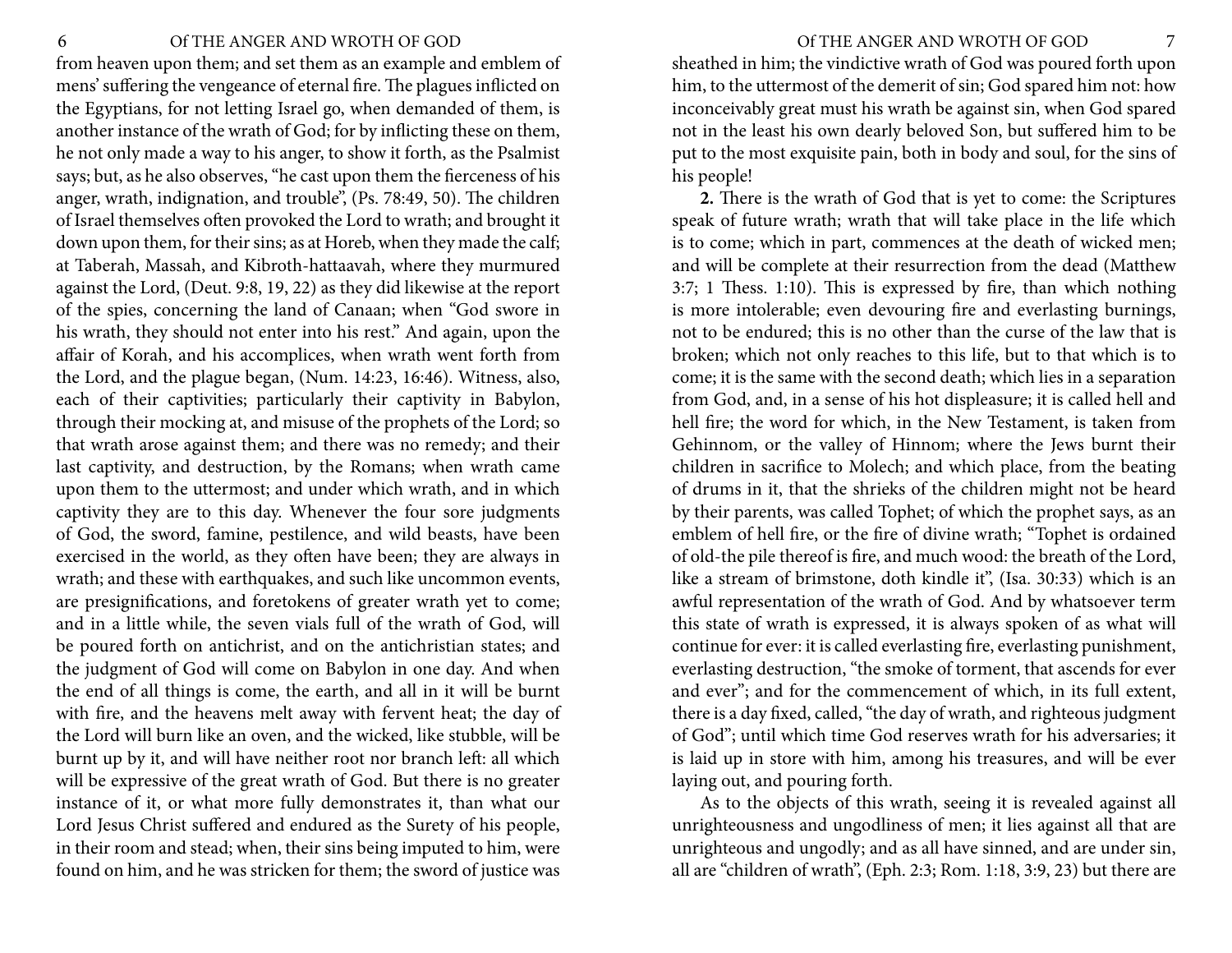from heaven upon them; and set them as an example and emblem of mens' suffering the vengeance of eternal fire. The plagues inflicted on the Egyptians, for not letting Israel go, when demanded of them, is another instance of the wrath of God; for by inflicting these on them, he not only made a way to his anger, to show it forth, as the Psalmist says; but, as he also observes, "he cast upon them the fierceness of his anger, wrath, indignation, and trouble", (Ps. 78:49, 50). The children of Israel themselves often provoked the Lord to wrath; and brought it down upon them, for their sins; as at Horeb, when they made the calf; at Taberah, Massah, and Kibroth-hattaavah, where they murmured against the Lord, (Deut. 9:8, 19, 22) as they did likewise at the report of the spies, concerning the land of Canaan; when "God swore in his wrath, they should not enter into his rest." And again, upon the affair of Korah, and his accomplices, when wrath went forth from the Lord, and the plague began, (Num. 14:23, 16:46). Witness, also, each of their captivities; particularly their captivity in Babylon, through their mocking at, and misuse of the prophets of the Lord; so that wrath arose against them; and there was no remedy; and their last captivity, and destruction, by the Romans; when wrath came upon them to the uttermost; and under which wrath, and in which captivity they are to this day. Whenever the four sore judgments of God, the sword, famine, pestilence, and wild beasts, have been exercised in the world, as they often have been; they are always in wrath; and these with earthquakes, and such like uncommon events, are presignifications, and foretokens of greater wrath yet to come; and in a little while, the seven vials full of the wrath of God, will be poured forth on antichrist, and on the antichristian states; and the judgment of God will come on Babylon in one day. And when the end of all things is come, the earth, and all in it will be burnt with fire, and the heavens melt away with fervent heat; the day of the Lord will burn like an oven, and the wicked, like stubble, will be burnt up by it, and will have neither root nor branch left: all which will be expressive of the great wrath of God. But there is no greater instance of it, or what more fully demonstrates it, than what our Lord Jesus Christ suffered and endured as the Surety of his people, in their room and stead; when, their sins being imputed to him, were found on him, and he was stricken for them; the sword of justice was sheathed in him; the vindictive wrath of God was poured forth upon him, to the uttermost of the demerit of sin; God spared him not: how inconceivably great must his wrath be against sin, when God spared not in the least his own dearly beloved Son, but suffered him to be put to the most exquisite pain, both in body and soul, for the sins of his people!

**2.** There is the wrath of God that is yet to come: the Scriptures speak of future wrath; wrath that will take place in the life which is to come; which in part, commences at the death of wicked men; and will be complete at their resurrection from the dead (Matthew 3:7; 1 Thess. 1:10). This is expressed by fire, than which nothing is more intolerable; even devouring fire and everlasting burnings, not to be endured; this is no other than the curse of the law that is broken; which not only reaches to this life, but to that which is to come; it is the same with the second death; which lies in a separation from God, and, in a sense of his hot displeasure; it is called hell and hell fire; the word for which, in the New Testament, is taken from Gehinnom, or the valley of Hinnom; where the Jews burnt their children in sacrifice to Molech; and which place, from the beating of drums in it, that the shrieks of the children might not be heard by their parents, was called Tophet; of which the prophet says, as an emblem of hell fire, or the fire of divine wrath; "Tophet is ordained of old-the pile thereof is fire, and much wood: the breath of the Lord, like a stream of brimstone, doth kindle it", (Isa. 30:33) which is an awful representation of the wrath of God. And by whatsoever term this state of wrath is expressed, it is always spoken of as what will continue for ever: it is called everlasting fire, everlasting punishment, everlasting destruction, "the smoke of torment, that ascends for ever and ever"; and for the commencement of which, in its full extent, there is a day fixed, called, "the day of wrath, and righteous judgment of God"; until which time God reserves wrath for his adversaries; it is laid up in store with him, among his treasures, and will be ever laying out, and pouring forth.

As to the objects of this wrath, seeing it is revealed against all unrighteousness and ungodliness of men; it lies against all that are unrighteous and ungodly; and as all have sinned, and are under sin, all are "children of wrath", (Eph. 2:3; Rom. 1:18, 3:9, 23) but there are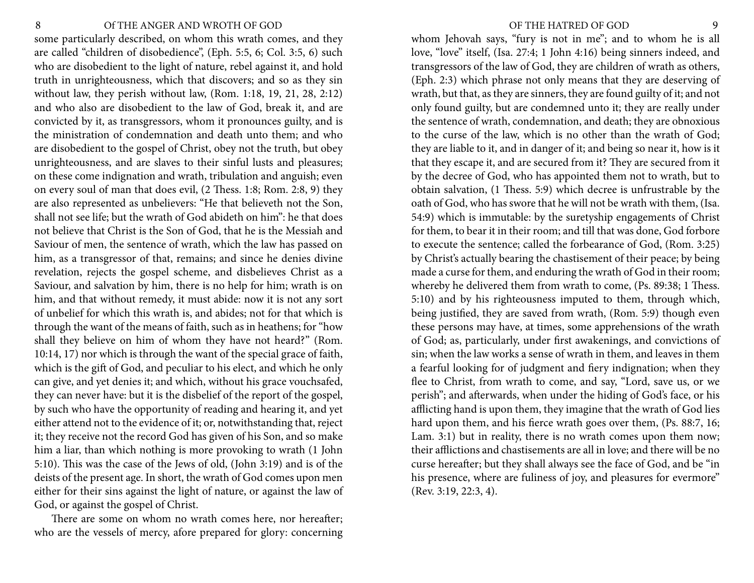some particularly described, on whom this wrath comes, and they are called "children of disobedience", (Eph. 5:5, 6; Col. 3:5, 6) such who are disobedient to the light of nature, rebel against it, and hold truth in unrighteousness, which that discovers; and so as they sin without law, they perish without law, (Rom. 1:18, 19, 21, 28, 2:12) and who also are disobedient to the law of God, break it, and are convicted by it, as transgressors, whom it pronounces guilty, and is the ministration of condemnation and death unto them; and who are disobedient to the gospel of Christ, obey not the truth, but obey unrighteousness, and are slaves to their sinful lusts and pleasures; on these come indignation and wrath, tribulation and anguish; even on every soul of man that does evil, (2 Thess. 1:8; Rom. 2:8, 9) they are also represented as unbelievers: "He that believeth not the Son, shall not see life; but the wrath of God abideth on him": he that does not believe that Christ is the Son of God, that he is the Messiah and Saviour of men, the sentence of wrath, which the law has passed on him, as a transgressor of that, remains; and since he denies divine revelation, rejects the gospel scheme, and disbelieves Christ as a Saviour, and salvation by him, there is no help for him; wrath is on him, and that without remedy, it must abide: now it is not any sort of unbelief for which this wrath is, and abides; not for that which is through the want of the means of faith, such as in heathens; for "how shall they believe on him of whom they have not heard?" (Rom. 10:14, 17) nor which is through the want of the special grace of faith, which is the gift of God, and peculiar to his elect, and which he only can give, and yet denies it; and which, without his grace vouchsafed, they can never have: but it is the disbelief of the report of the gospel, by such who have the opportunity of reading and hearing it, and yet either attend not to the evidence of it; or, notwithstanding that, reject it; they receive not the record God has given of his Son, and so make him a liar, than which nothing is more provoking to wrath (1 John 5:10). This was the case of the Jews of old, (John 3:19) and is of the deists of the present age. In short, the wrath of God comes upon men either for their sins against the light of nature, or against the law of God, or against the gospel of Christ.

There are some on whom no wrath comes here, nor hereafter; who are the vessels of mercy, afore prepared for glory: concerning whom Jehovah says, "fury is not in me"; and to whom he is all love, "love" itself, (Isa. 27:4; 1 John 4:16) being sinners indeed, and transgressors of the law of God, they are children of wrath as others, (Eph. 2:3) which phrase not only means that they are deserving of wrath, but that, as they are sinners, they are found guilty of it; and not only found guilty, but are condemned unto it; they are really under the sentence of wrath, condemnation, and death; they are obnoxious to the curse of the law, which is no other than the wrath of God; they are liable to it, and in danger of it; and being so near it, how is it that they escape it, and are secured from it? They are secured from it by the decree of God, who has appointed them not to wrath, but to obtain salvation, (1 Thess. 5:9) which decree is unfrustrable by the oath of God, who has swore that he will not be wrath with them, (Isa. 54:9) which is immutable: by the suretyship engagements of Christ for them, to bear it in their room; and till that was done, God forbore to execute the sentence; called the forbearance of God, (Rom. 3:25) by Christ's actually bearing the chastisement of their peace; by being made a curse for them, and enduring the wrath of God in their room; whereby he delivered them from wrath to come, (Ps. 89:38; 1 Thess. 5:10) and by his righteousness imputed to them, through which, being justified, they are saved from wrath, (Rom. 5:9) though even these persons may have, at times, some apprehensions of the wrath of God; as, particularly, under first awakenings, and convictions of sin; when the law works a sense of wrath in them, and leaves in them a fearful looking for of judgment and fiery indignation; when they flee to Christ, from wrath to come, and say, "Lord, save us, or we perish"; and afterwards, when under the hiding of God's face, or his afflicting hand is upon them, they imagine that the wrath of God lies hard upon them, and his fierce wrath goes over them, (Ps. 88:7, 16; Lam. 3:1) but in reality, there is no wrath comes upon them now; their afflictions and chastisements are all in love; and there will be no curse hereafter; but they shall always see the face of God, and be "in his presence, where are fuliness of joy, and pleasures for evermore" (Rev. 3:19, 22:3, 4).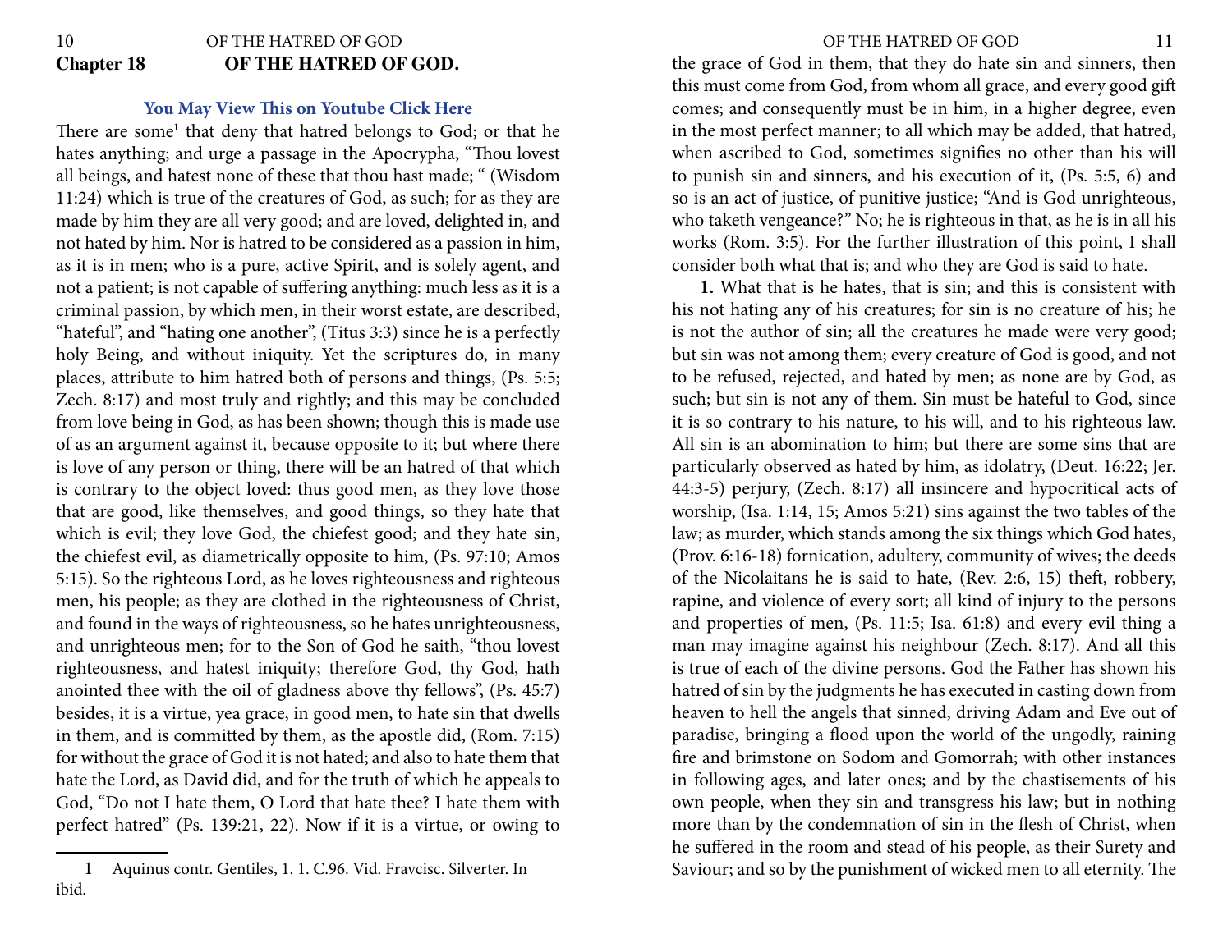## Chapter 18 OF THE HATRED OF GOD.

**You May View This on Youtube Click Here**

There are some[1] that deny that hatred belongs to God; or that he hates anything; and urge a passage in the Apocrypha, "Thou lovest all beings, and hatest none of these that thou hast made; " (Wisdom 11:24) which is true of the creatures of God, as such; for as they are made by him they are all very good; and are loved, delighted in, and not hated by him. Nor is hatred to be considered as a passion in him, as it is in men; who is a pure, active Spirit, and is solely agent, and not a patient; is not capable of suffering anything: much less as it is a criminal passion, by which men, in their worst estate, are described, "hateful", and "hating one another", (Titus 3:3) since he is a perfectly holy Being, and without iniquity. Yet the scriptures do, in many places, attribute to him hatred both of persons and things, (Ps. 5:5; Zech. 8:17) and most truly and rightly; and this may be concluded from love being in God, as has been shown; though this is made use of as an argument against it, because opposite to it; but where there is love of any person or thing, there will be an hatred of that which is contrary to the object loved: thus good men, as they love those that are good, like themselves, and good things, so they hate that which is evil; they love God, the chiefest good; and they hate sin, the chiefest evil, as diametrically opposite to him, (Ps. 97:10; Amos 5:15). So the righteous Lord, as he loves righteousness and righteous men, his people; as they are clothed in the righteousness of Christ, and found in the ways of righteousness, so he hates unrighteousness, and unrighteous men; for to the Son of God he saith, "thou lovest righteousness, and hatest iniquity; therefore God, thy God, hath anointed thee with the oil of gladness above thy fellows", (Ps. 45:7) besides, it is a virtue, yea grace, in good men, to hate sin that dwells in them, and is committed by them, as the apostle did, (Rom. 7:15) for without the grace of God it is not hated; and also to hate them that hate the Lord, as David did, and for the truth of which he appeals to God, "Do not I hate them, O Lord that hate thee? I hate them with perfect hatred" (Ps. 139:21, 22). Now if it is a virtue, or owing to the grace of God in them, that they do hate sin and sinners, then this must come from God, from whom all grace, and every good gift comes; and consequently must be in him, in a higher degree, even in the most perfect manner; to all which may be added, that hatred, when ascribed to God, sometimes signifies no other than his will to punish sin and sinners, and his execution of it, (Ps. 5:5, 6) and so is an act of justice, of punitive justice; "And is God unrighteous, who taketh vengeance?" No; he is righteous in that, as he is in all his works (Rom. 3:5). For the further illustration of this point, I shall consider both what that is; and who they are God is said to hate.

**1.** What that is he hates, that is sin; and this is consistent with his not hating any of his creatures; for sin is no creature of his; he is not the author of sin; all the creatures he made were very good; but sin was not among them; every creature of God is good, and not to be refused, rejected, and hated by men; as none are by God, as such; but sin is not any of them. Sin must be hateful to God, since it is so contrary to his nature, to his will, and to his righteous law. All sin is an abomination to him; but there are some sins that are particularly observed as hated by him, as idolatry, (Deut. 16:22; Jer. 44:3-5) perjury, (Zech. 8:17) all insincere and hypocritical acts of worship, (Isa. 1:14, 15; Amos 5:21) sins against the two tables of the law; as murder, which stands among the six things which God hates, (Prov. 6:16-18) fornication, adultery, community of wives; the deeds of the Nicolaitans he is said to hate, (Rev. 2:6, 15) theft, robbery, rapine, and violence of every sort; all kind of injury to the persons and properties of men, (Ps. 11:5; Isa. 61:8) and every evil thing a man may imagine against his neighbour (Zech. 8:17). And all this is true of each of the divine persons. God the Father has shown his hatred of sin by the judgments he has executed in casting down from heaven to hell the angels that sinned, driving Adam and Eve out of paradise, bringing a flood upon the world of the ungodly, raining fire and brimstone on Sodom and Gomorrah; with other instances in following ages, and later ones; and by the chastisements of his own people, when they sin and transgress his law; but in nothing more than by the condemnation of sin in the flesh of Christ, when he suffered in the room and stead of his people, as their Surety and Saviour; and so by the punishment of wicked men to all eternity. The

---

1 Aquinus contr. Gentiles, 1. 1. C.96. Vid. Fravcisc. Silverter. In ibid.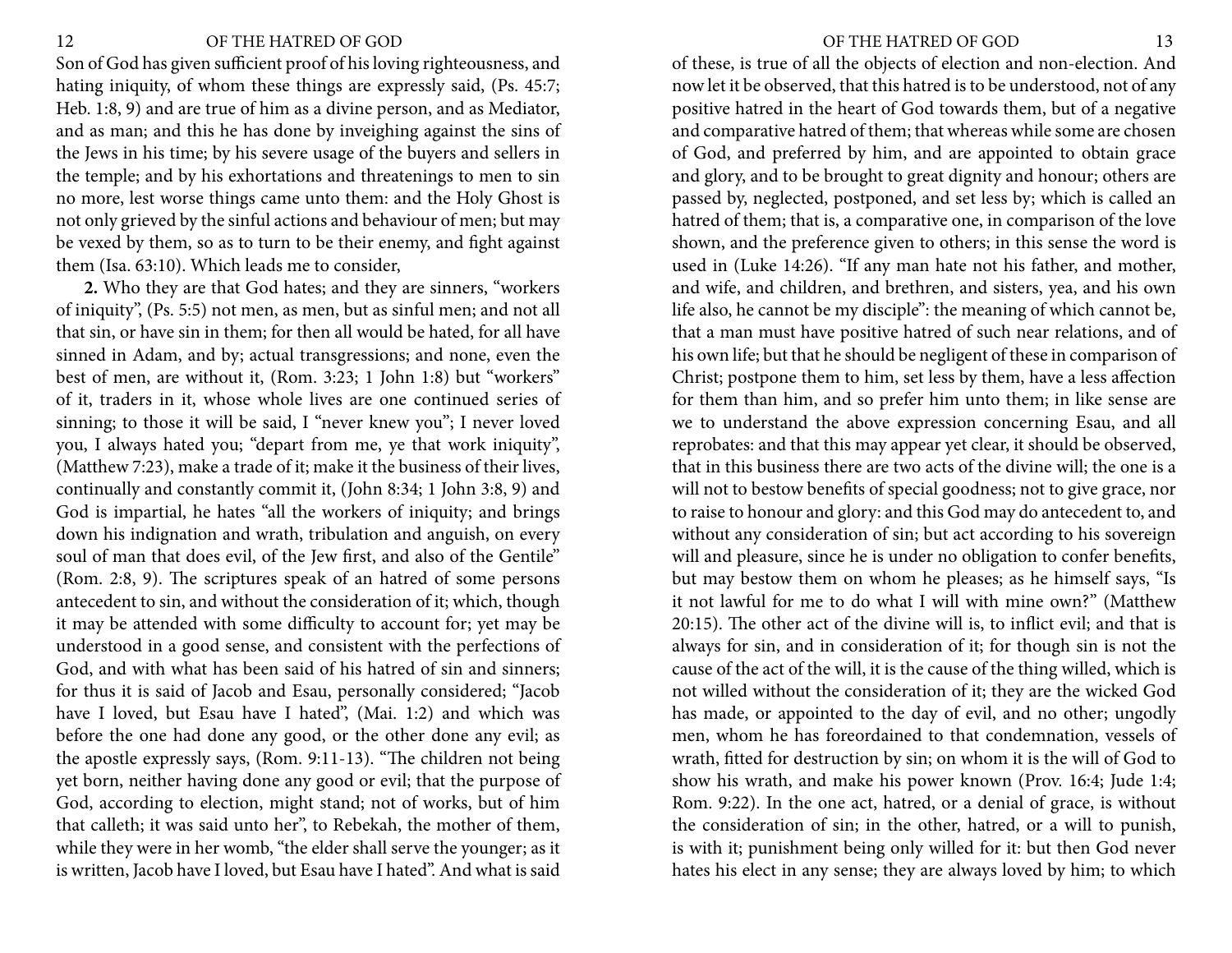Son of God has given sufficient proof of his loving righteousness, and hating iniquity, of whom these things are expressly said, (Ps. 45:7; Heb. 1:8, 9) and are true of him as a divine person, and as Mediator, and as man; and this he has done by inveighing against the sins of the Jews in his time; by his severe usage of the buyers and sellers in the temple; and by his exhortations and threatenings to men to sin no more, lest worse things came unto them: and the Holy Ghost is not only grieved by the sinful actions and behaviour of men; but may be vexed by them, so as to turn to be their enemy, and fight against them (Isa. 63:10). Which leads me to consider,

**2.** Who they are that God hates; and they are sinners, "workers of iniquity", (Ps. 5:5) not men, as men, but as sinful men; and not all that sin, or have sin in them; for then all would be hated, for all have sinned in Adam, and by; actual transgressions; and none, even the best of men, are without it, (Rom. 3:23; 1 John 1:8) but "workers" of it, traders in it, whose whole lives are one continued series of sinning; to those it will be said, I "never knew you"; I never loved you, I always hated you; "depart from me, ye that work iniquity", (Matthew 7:23), make a trade of it; make it the business of their lives, continually and constantly commit it, (John 8:34; 1 John 3:8, 9) and God is impartial, he hates "all the workers of iniquity; and brings down his indignation and wrath, tribulation and anguish, on every soul of man that does evil, of the Jew first, and also of the Gentile" (Rom. 2:8, 9). The scriptures speak of an hatred of some persons antecedent to sin, and without the consideration of it; which, though it may be attended with some difficulty to account for; yet may be understood in a good sense, and consistent with the perfections of God, and with what has been said of his hatred of sin and sinners; for thus it is said of Jacob and Esau, personally considered; "Jacob have I loved, but Esau have I hated", (Mai. 1:2) and which was before the one had done any good, or the other done any evil; as the apostle expressly says, (Rom. 9:11-13). "The children not being yet born, neither having done any good or evil; that the purpose of God, according to election, might stand; not of works, but of him that calleth; it was said unto her", to Rebekah, the mother of them, while they were in her womb, "the elder shall serve the younger; as it is written, Jacob have I loved, but Esau have I hated". And what is said of these, is true of all the objects of election and non-election. And now let it be observed, that this hatred is to be understood, not of any positive hatred in the heart of God towards them, but of a negative and comparative hatred of them; that whereas while some are chosen of God, and preferred by him, and are appointed to obtain grace and glory, and to be brought to great dignity and honour; others are passed by, neglected, postponed, and set less by; which is called an hatred of them; that is, a comparative one, in comparison of the love shown, and the preference given to others; in this sense the word is used in (Luke 14:26). "If any man hate not his father, and mother, and wife, and children, and brethren, and sisters, yea, and his own life also, he cannot be my disciple": the meaning of which cannot be, that a man must have positive hatred of such near relations, and of his own life; but that he should be negligent of these in comparison of Christ; postpone them to him, set less by them, have a less affection for them than him, and so prefer him unto them; in like sense are we to understand the above expression concerning Esau, and all reprobates: and that this may appear yet clear, it should be observed, that in this business there are two acts of the divine will; the one is a will not to bestow benefits of special goodness; not to give grace, nor to raise to honour and glory: and this God may do antecedent to, and without any consideration of sin; but act according to his sovereign will and pleasure, since he is under no obligation to confer benefits, but may bestow them on whom he pleases; as he himself says, "Is it not lawful for me to do what I will with mine own?" (Matthew 20:15). The other act of the divine will is, to inflict evil; and that is always for sin, and in consideration of it; for though sin is not the cause of the act of the will, it is the cause of the thing willed, which is not willed without the consideration of it; they are the wicked God has made, or appointed to the day of evil, and no other; ungodly men, whom he has foreordained to that condemnation, vessels of wrath, fitted for destruction by sin; on whom it is the will of God to show his wrath, and make his power known (Prov. 16:4; Jude 1:4; Rom. 9:22). In the one act, hatred, or a denial of grace, is without the consideration of sin; in the other, hatred, or a will to punish, is with it; punishment being only willed for it: but then God never hates his elect in any sense; they are always loved by him; to which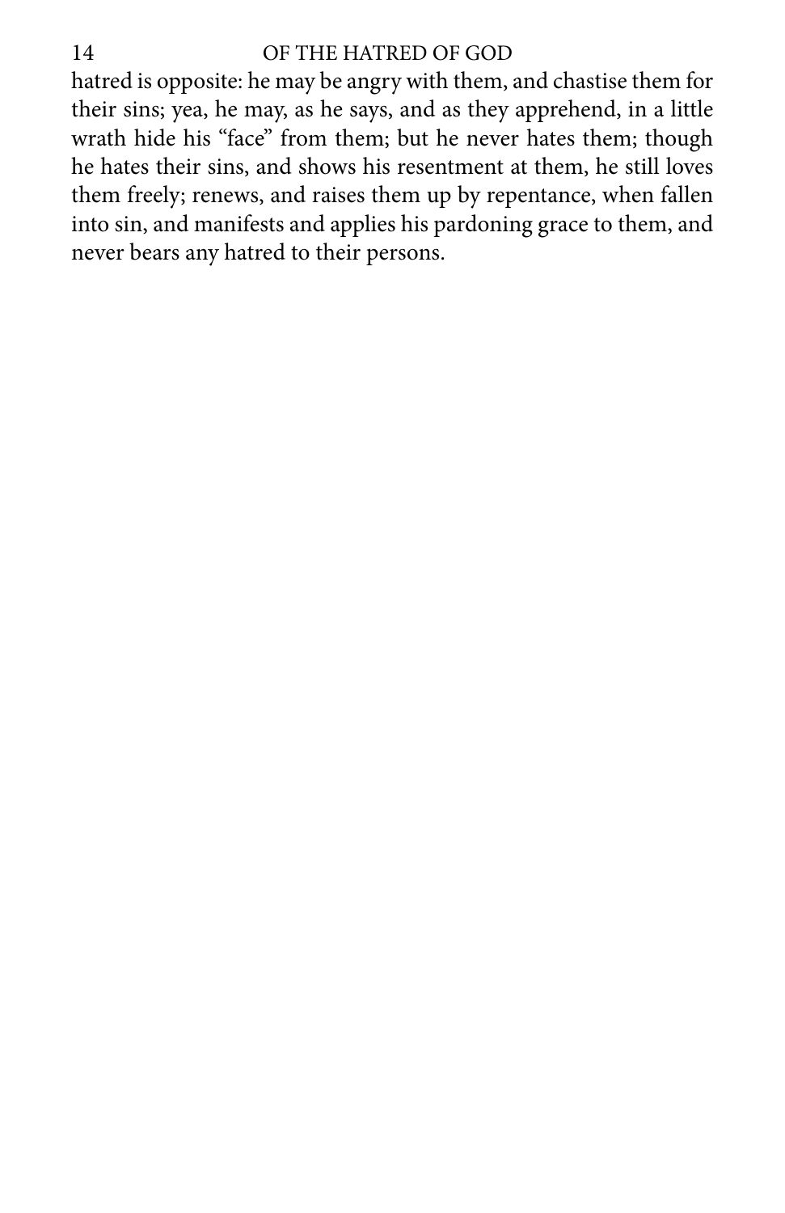hatred is opposite: he may be angry with them, and chastise them for their sins; yea, he may, as he says, and as they apprehend, in a little wrath hide his "face" from them; but he never hates them; though he hates their sins, and shows his resentment at them, he still loves them freely; renews, and raises them up by repentance, when fallen into sin, and manifests and applies his pardoning grace to them, and never bears any hatred to their persons.